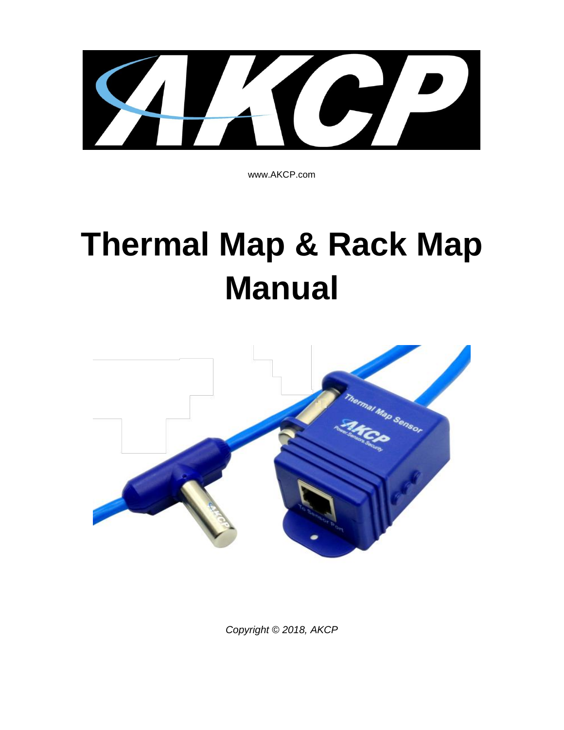www.AKCP.com

# Thermal Map & Rack Map Manual

*Copyright © 2018, AKCP*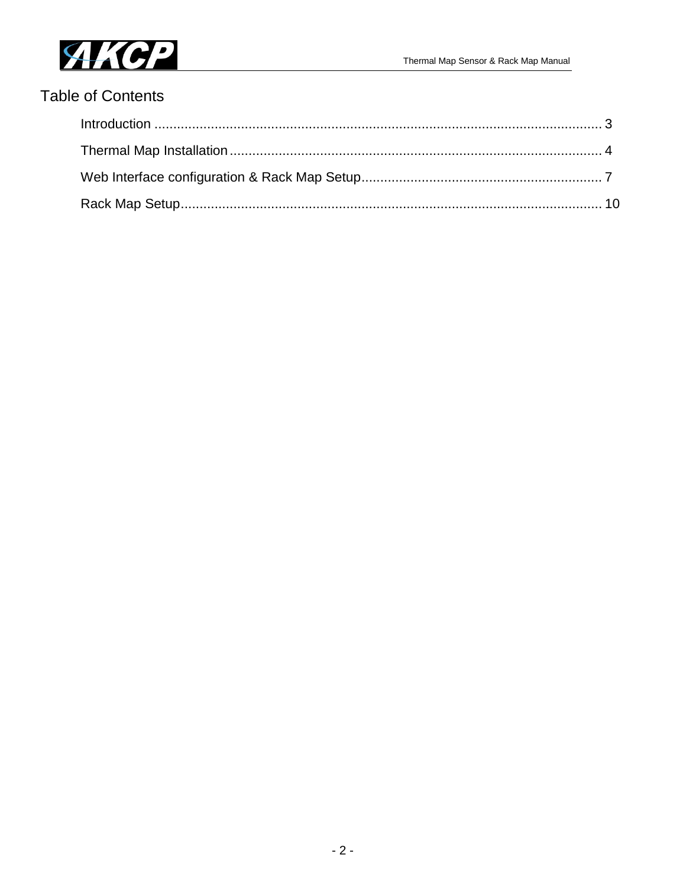# Table of Contents

Introduction ........................................................................................................................ 3

Thermal Map Installation .................................................................................................... 4

Web Interface configuration & Rack Map Setup ................................................................ 7

Rack Map Setup ................................................................................................................. 10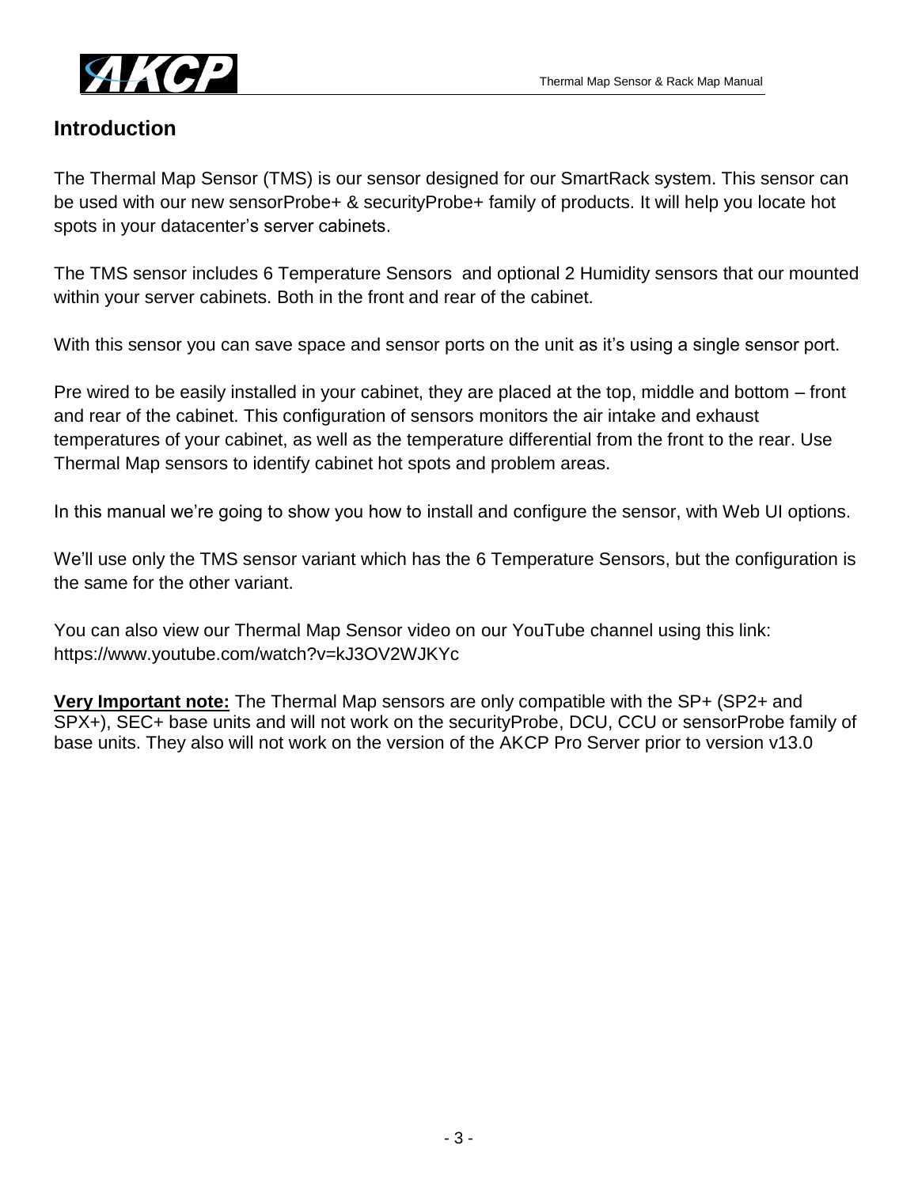## Introduction

The Thermal Map Sensor (TMS) is our sensor designed for our SmartRack system. This sensor can be used with our new sensorProbe+ & securityProbe+ family of products. It will help you locate hot spots in your datacenter's server cabinets.

The TMS sensor includes 6 Temperature Sensors and optional 2 Humidity sensors that our mounted within your server cabinets. Both in the front and rear of the cabinet.

With this sensor you can save space and sensor ports on the unit as it's using a single sensor port.

Pre wired to be easily installed in your cabinet, they are placed at the top, middle and bottom – front and rear of the cabinet. This configuration of sensors monitors the air intake and exhaust temperatures of your cabinet, as well as the temperature differential from the front to the rear. Use Thermal Map sensors to identify cabinet hot spots and problem areas.

In this manual we're going to show you how to install and configure the sensor, with Web UI options.

We'll use only the TMS sensor variant which has the 6 Temperature Sensors, but the configuration is the same for the other variant.

You can also view our Thermal Map Sensor video on our YouTube channel using this link:
https://www.youtube.com/watch?v=kJ3OV2WJKYc

**<u>Very Important note:</u>** The Thermal Map sensors are only compatible with the SP+ (SP2+ and SPX+), SEC+ base units and will not work on the securityProbe, DCU, CCU or sensorProbe family of base units. They also will not work on the version of the AKCP Pro Server prior to version v13.0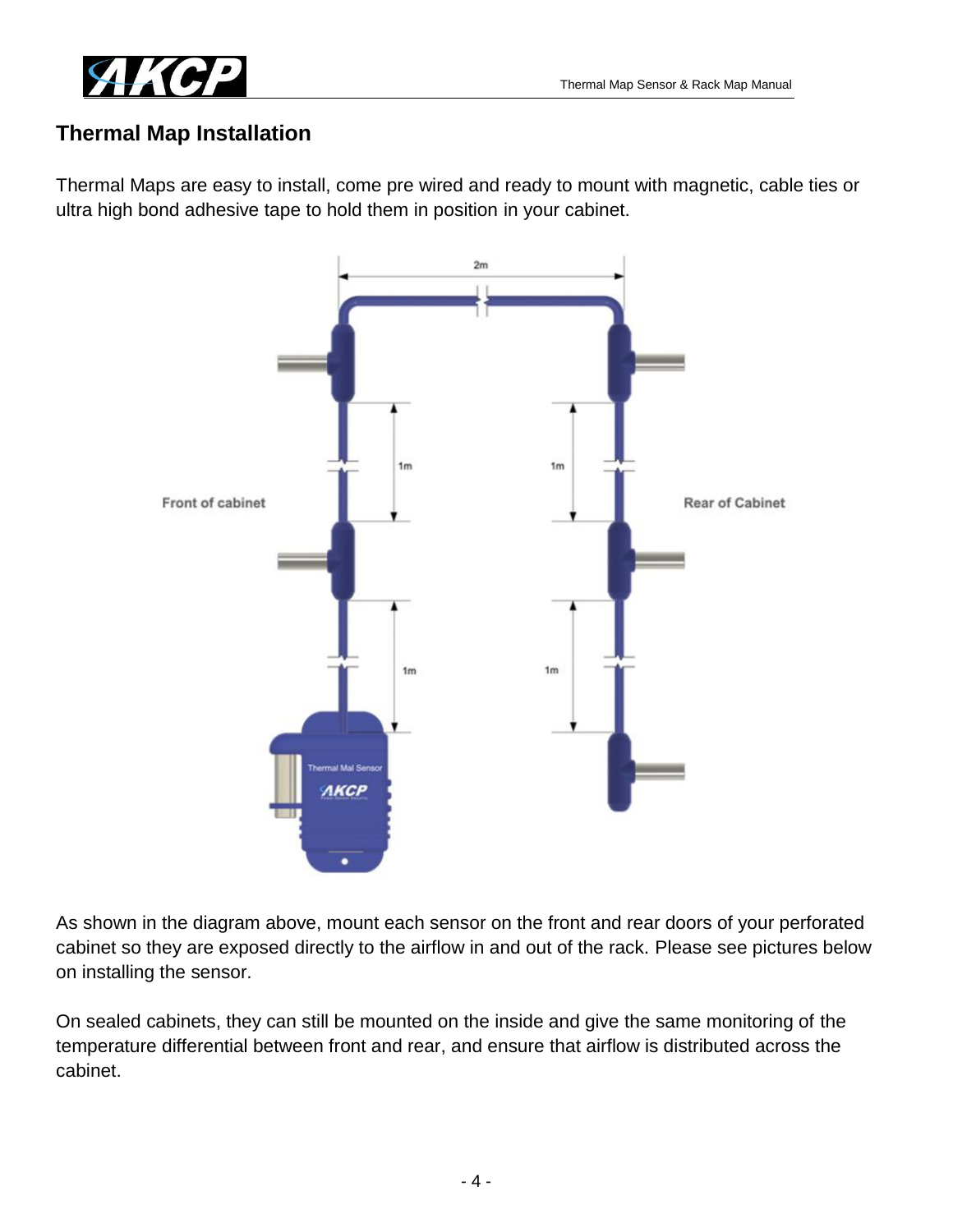## Thermal Map Installation

Thermal Maps are easy to install, come pre wired and ready to mount with magnetic, cable ties or ultra high bond adhesive tape to hold them in position in your cabinet.

As shown in the diagram above, mount each sensor on the front and rear doors of your perforated cabinet so they are exposed directly to the airflow in and out of the rack. Please see pictures below on installing the sensor.

On sealed cabinets, they can still be mounted on the inside and give the same monitoring of the temperature differential between front and rear, and ensure that airflow is distributed across the cabinet.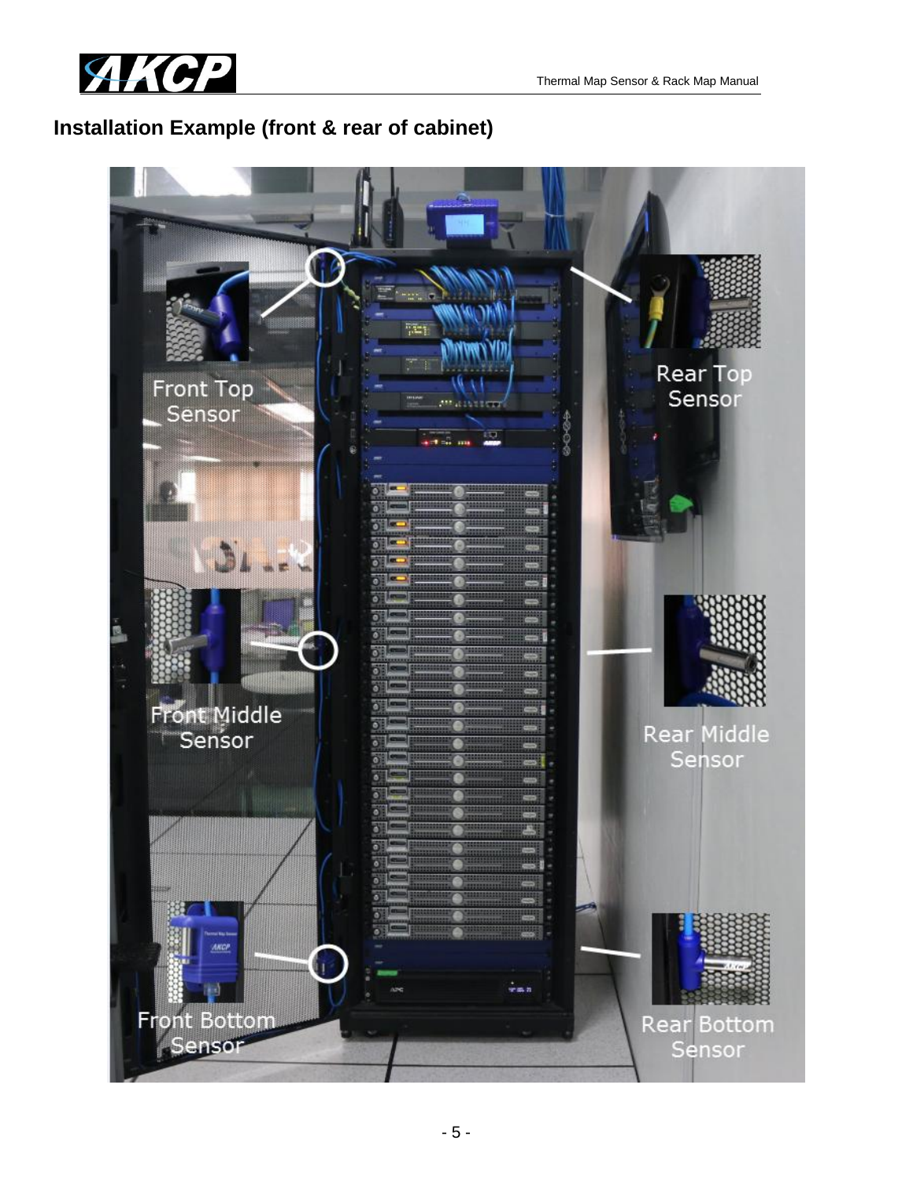## Installation Example (front & rear of cabinet)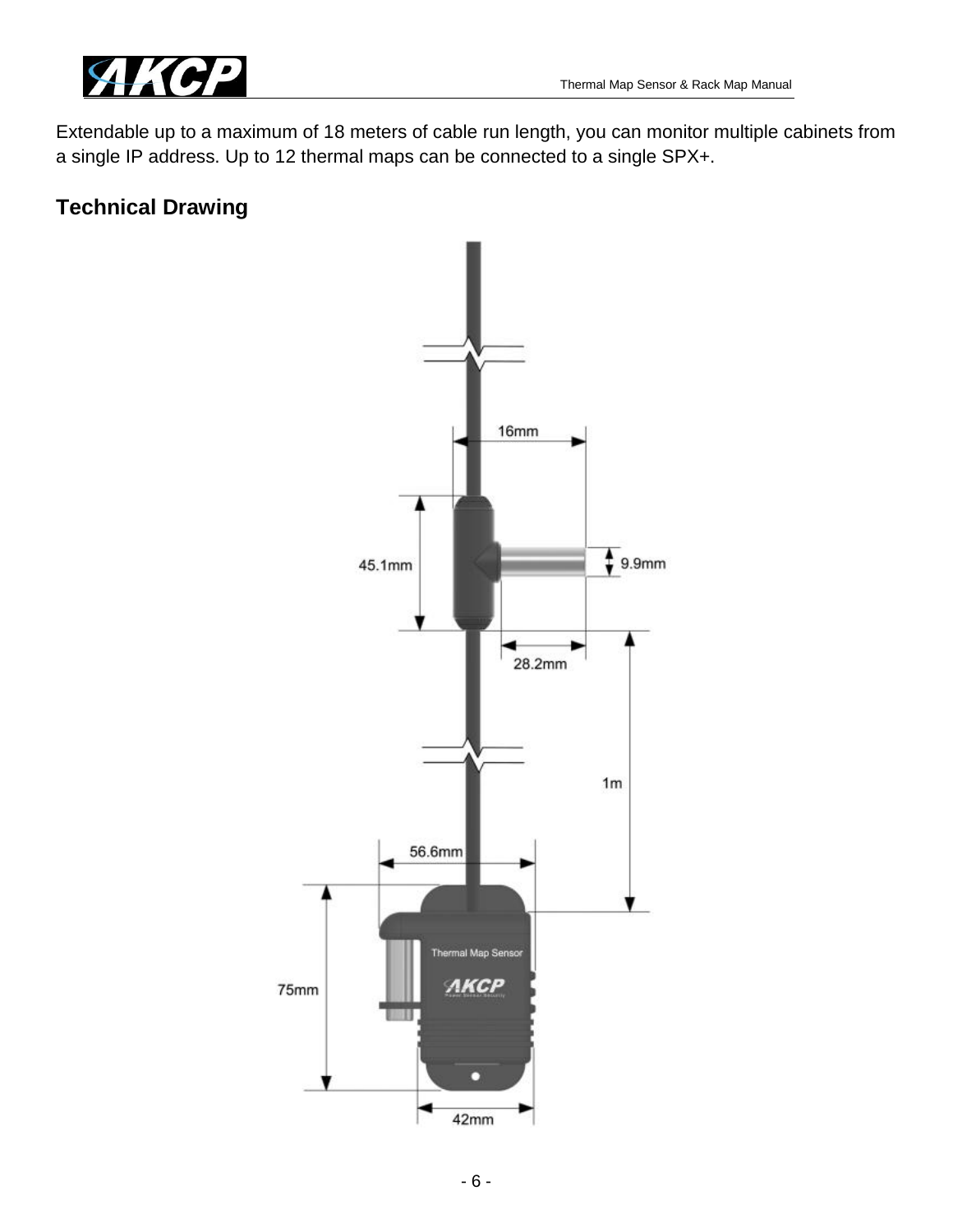Extendable up to a maximum of 18 meters of cable run length, you can monitor multiple cabinets from a single IP address. Up to 12 thermal maps can be connected to a single SPX+.

## Technical Drawing

16mm

45.1mm

9.9mm

28.2mm

1m

56.6mm

75mm

Thermal Map Sensor

42mm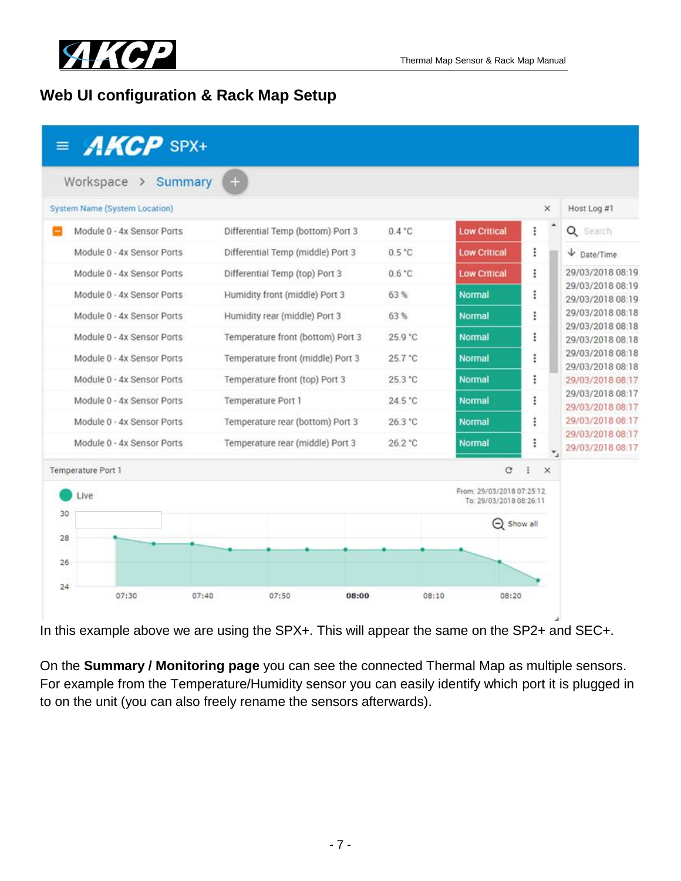## Web UI configuration & Rack Map Setup

In this example above we are using the SPX+. This will appear the same on the SP2+ and SEC+.

On the **Summary / Monitoring page** you can see the connected Thermal Map as multiple sensors. For example from the Temperature/Humidity sensor you can easily identify which port it is plugged in to on the unit (you can also freely rename the sensors afterwards).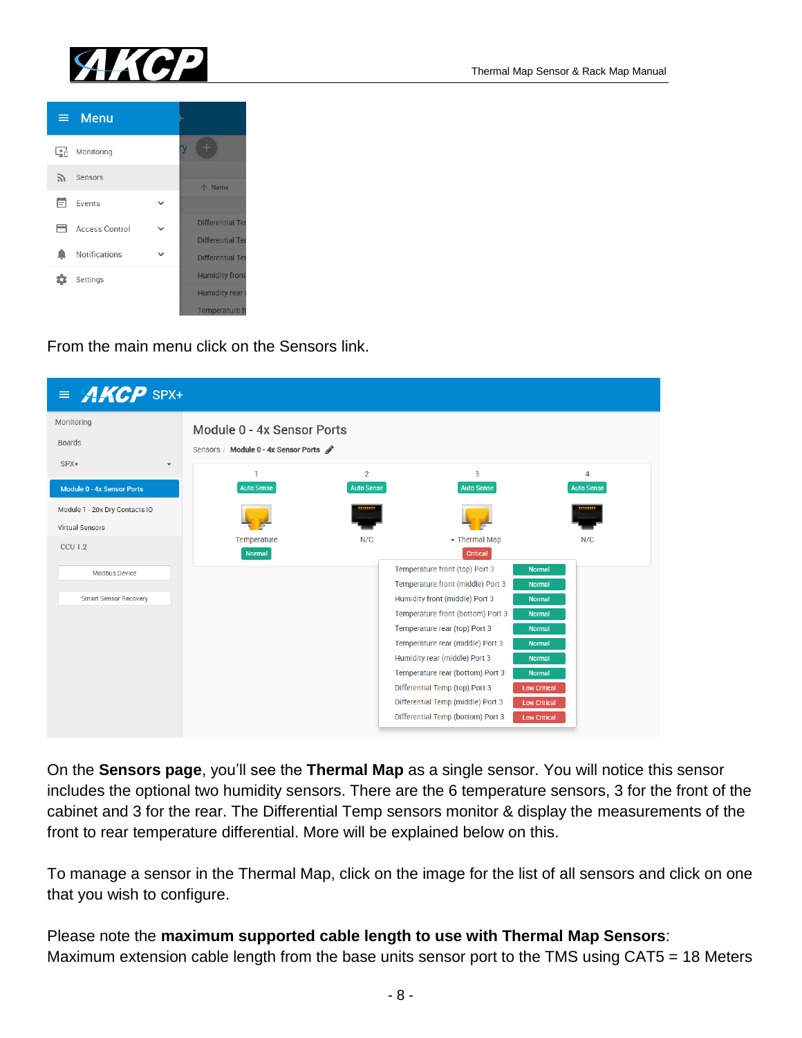From the main menu click on the Sensors link.

On the **Sensors page**, you'll see the **Thermal Map** as a single sensor. You will notice this sensor includes the optional two humidity sensors. There are the 6 temperature sensors, 3 for the front of the cabinet and 3 for the rear. The Differential Temp sensors monitor & display the measurements of the front to rear temperature differential. More will be explained below on this.

To manage a sensor in the Thermal Map, click on the image for the list of all sensors and click on one that you wish to configure.

Please note the **maximum supported cable length to use with Thermal Map Sensors**:
Maximum extension cable length from the base units sensor port to the TMS using CAT5 = 18 Meters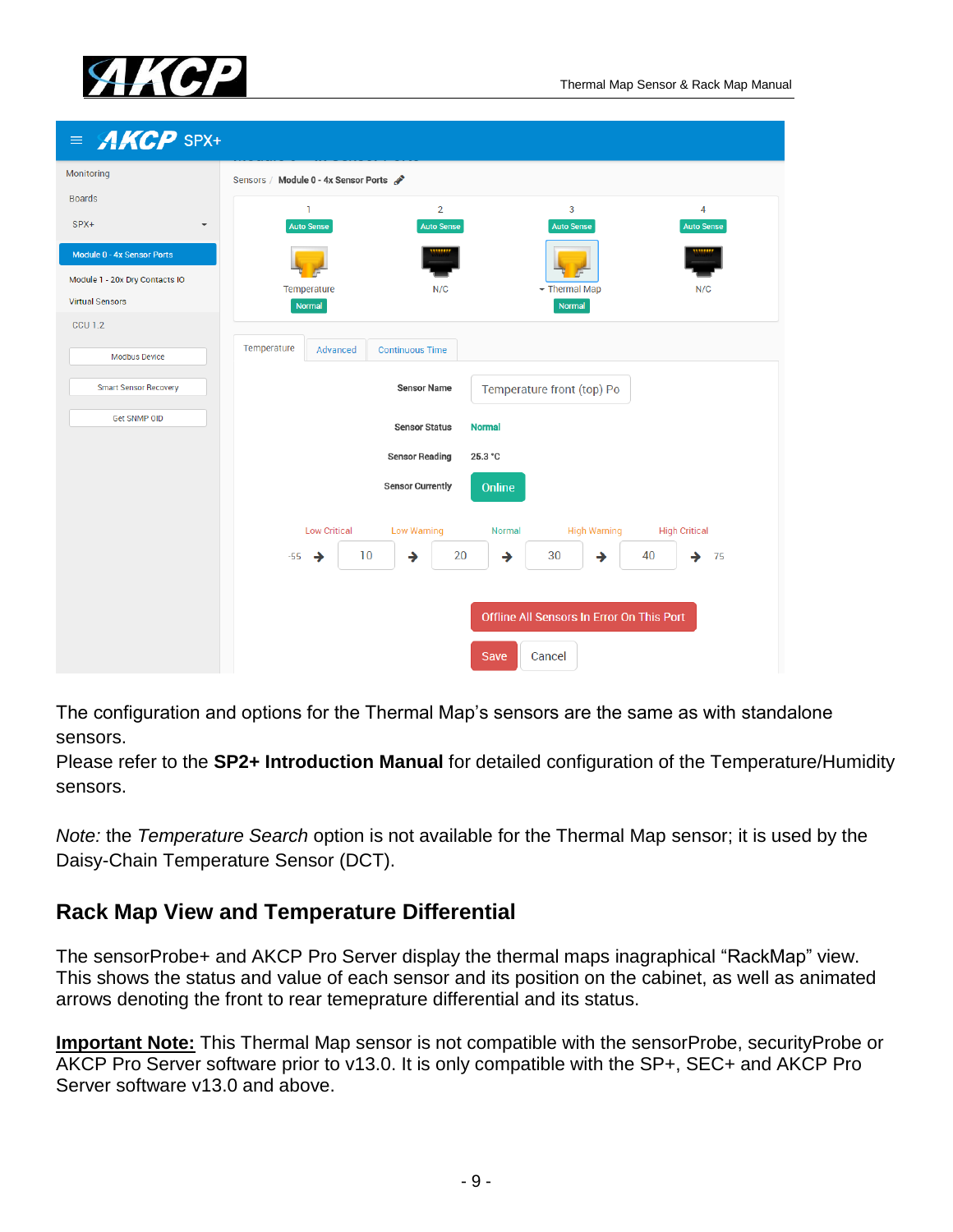The configuration and options for the Thermal Map's sensors are the same as with standalone sensors.
Please refer to the **SP2+ Introduction Manual** for detailed configuration of the Temperature/Humidity sensors.

*Note:* the *Temperature Search* option is not available for the Thermal Map sensor; it is used by the Daisy-Chain Temperature Sensor (DCT).

## Rack Map View and Temperature Differential

The sensorProbe+ and AKCP Pro Server display the thermal maps inagraphical "RackMap" view. This shows the status and value of each sensor and its position on the cabinet, as well as animated arrows denoting the front to rear temepprature differential and its status.

**Important Note:** This Thermal Map sensor is not compatible with the sensorProbe, securityProbe or AKCP Pro Server software prior to v13.0. It is only compatible with the SP+, SEC+ and AKCP Pro Server software v13.0 and above.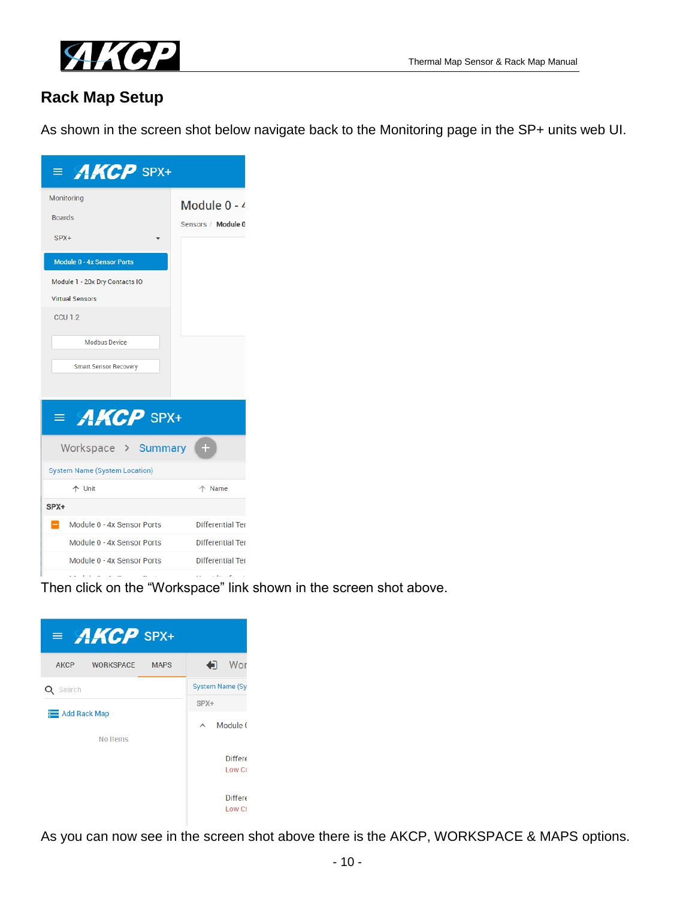# Rack Map Setup

As shown in the screen shot below navigate back to the Monitoring page in the SP+ units web UI.

Then click on the “Workspace” link shown in the screen shot above.

As you can now see in the screen shot above there is the AKCP, WORKSPACE & MAPS options.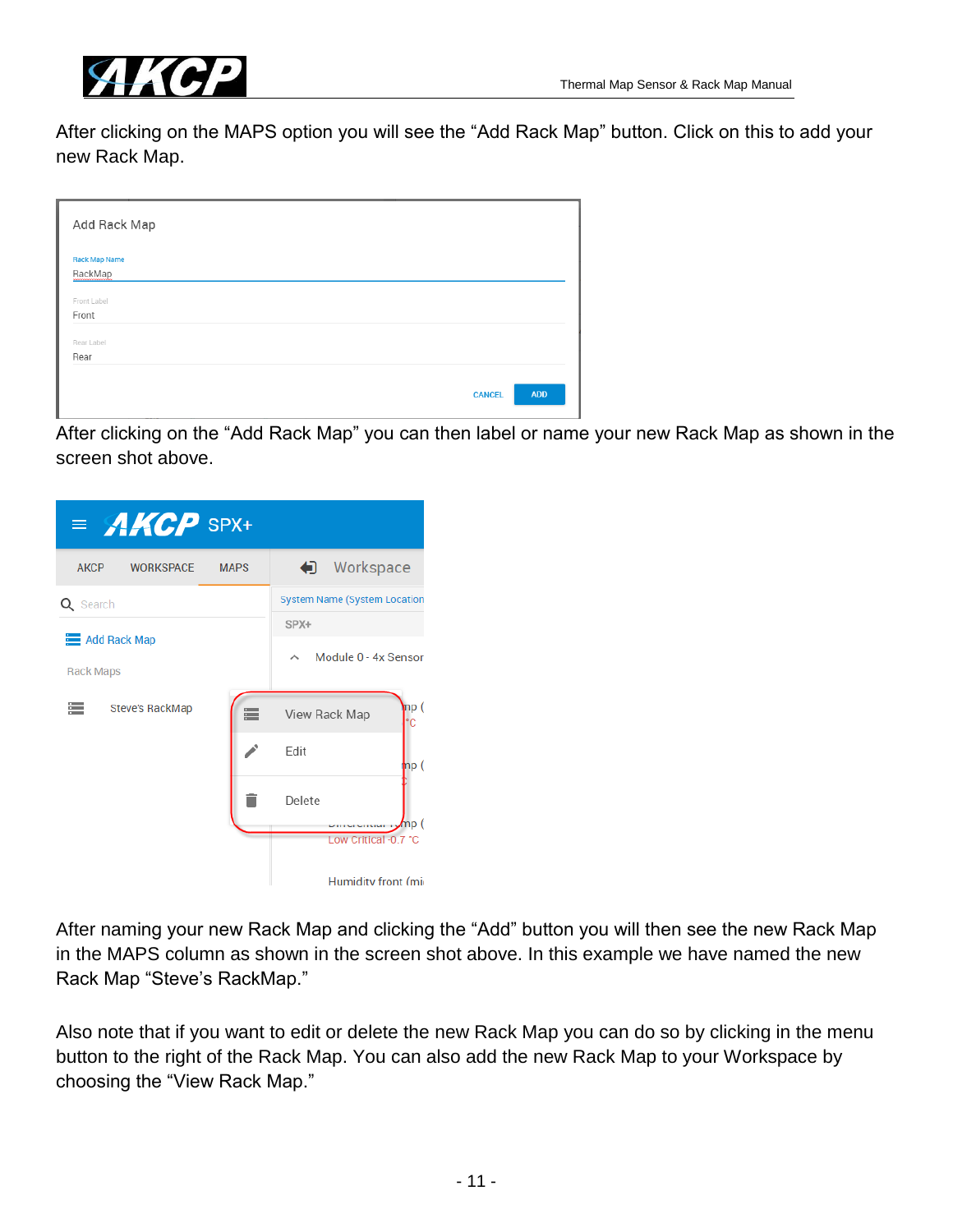After clicking on the MAPS option you will see the "Add Rack Map" button. Click on this to add your new Rack Map.

After clicking on the "Add Rack Map" you can then label or name your new Rack Map as shown in the screen shot above.

After naming your new Rack Map and clicking the "Add" button you will then see the new Rack Map in the MAPS column as shown in the screen shot above. In this example we have named the new Rack Map "Steve's RackMap."

Also note that if you want to edit or delete the new Rack Map you can do so by clicking in the menu button to the right of the Rack Map. You can also add the new Rack Map to your Workspace by choosing the "View Rack Map."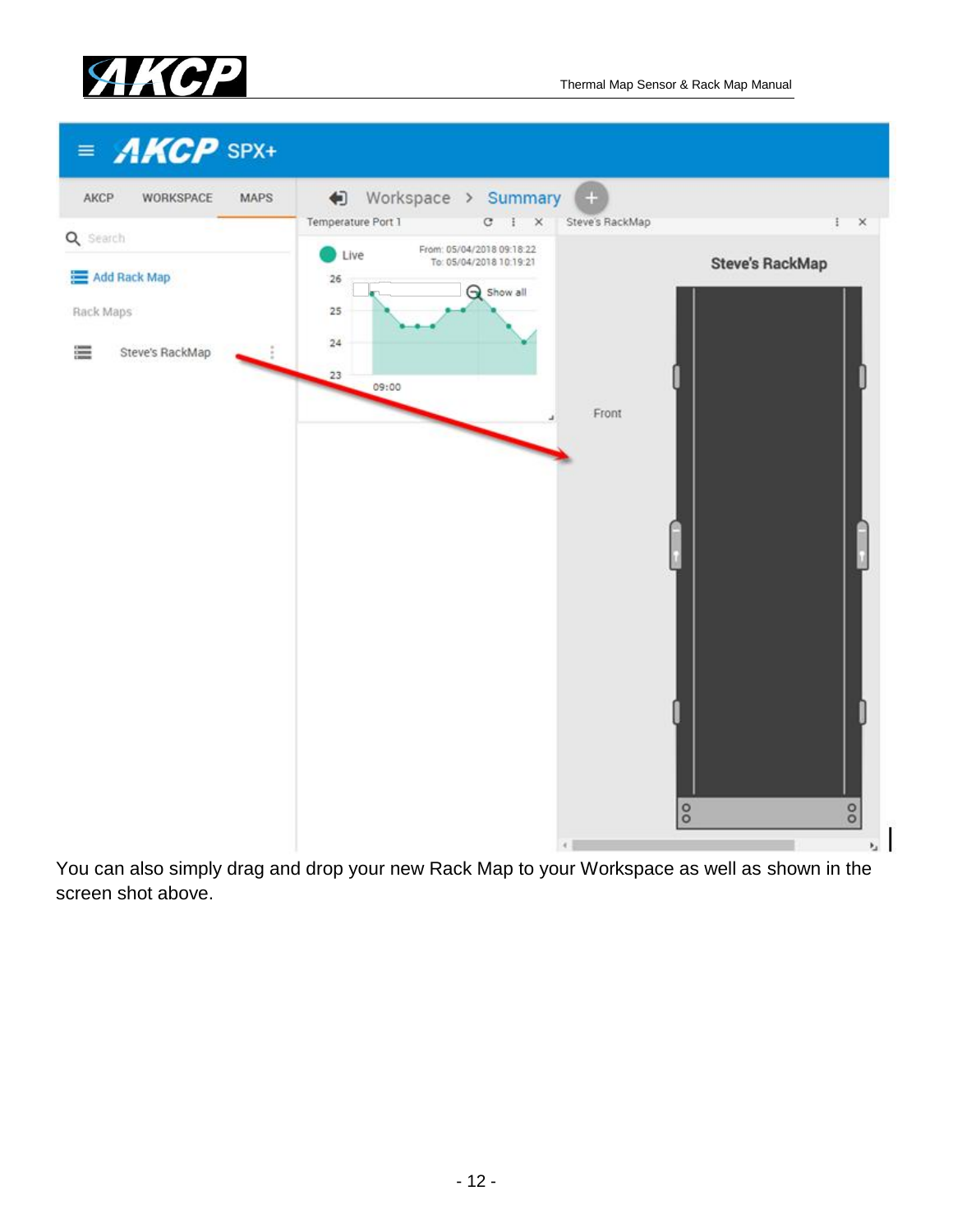You can also simply drag and drop your new Rack Map to your Workspace as well as shown in the screen shot above.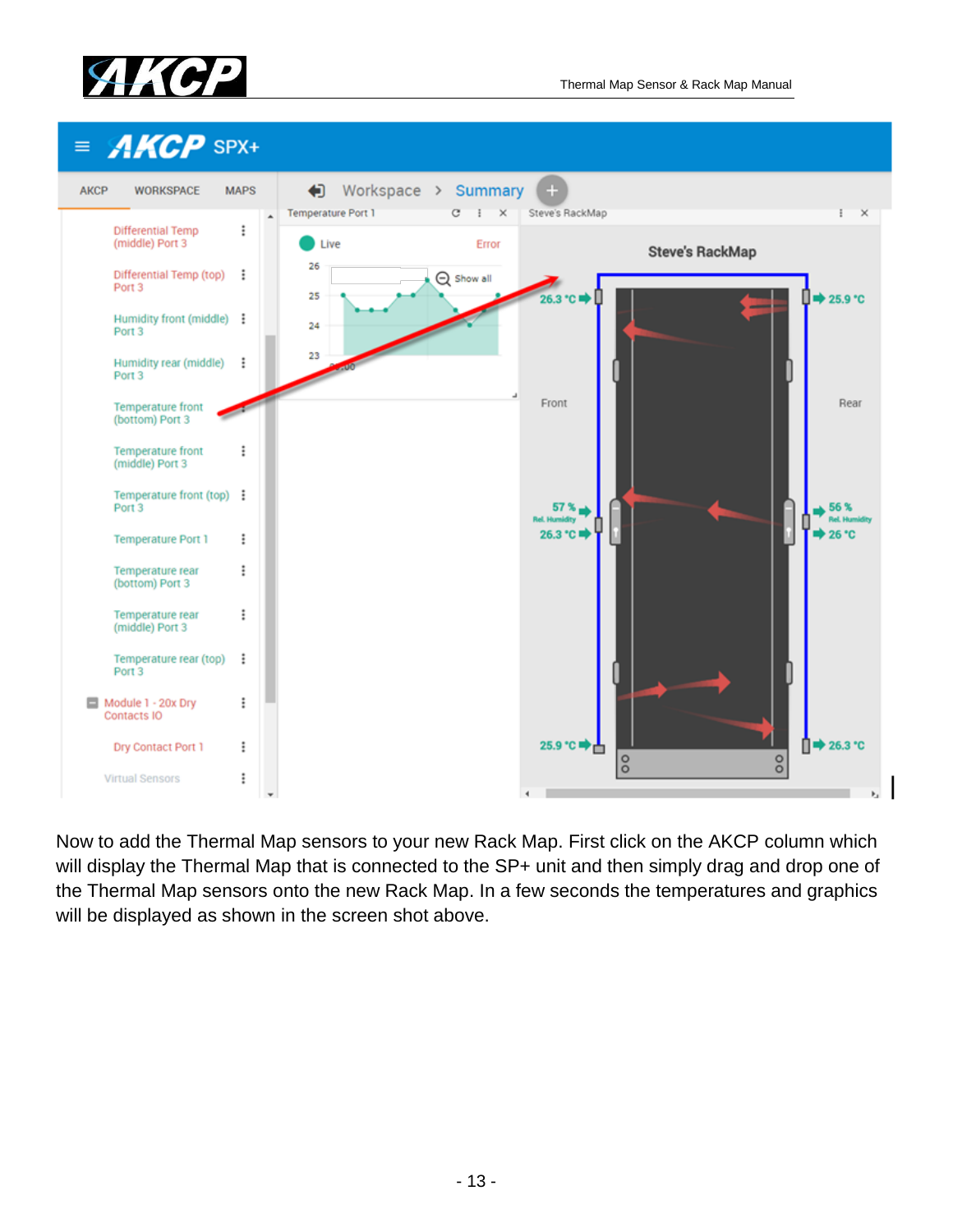Now to add the Thermal Map sensors to your new Rack Map. First click on the AKCP column which will display the Thermal Map that is connected to the SP+ unit and then simply drag and drop one of the Thermal Map sensors onto the new Rack Map. In a few seconds the temperatures and graphics will be displayed as shown in the screen shot above.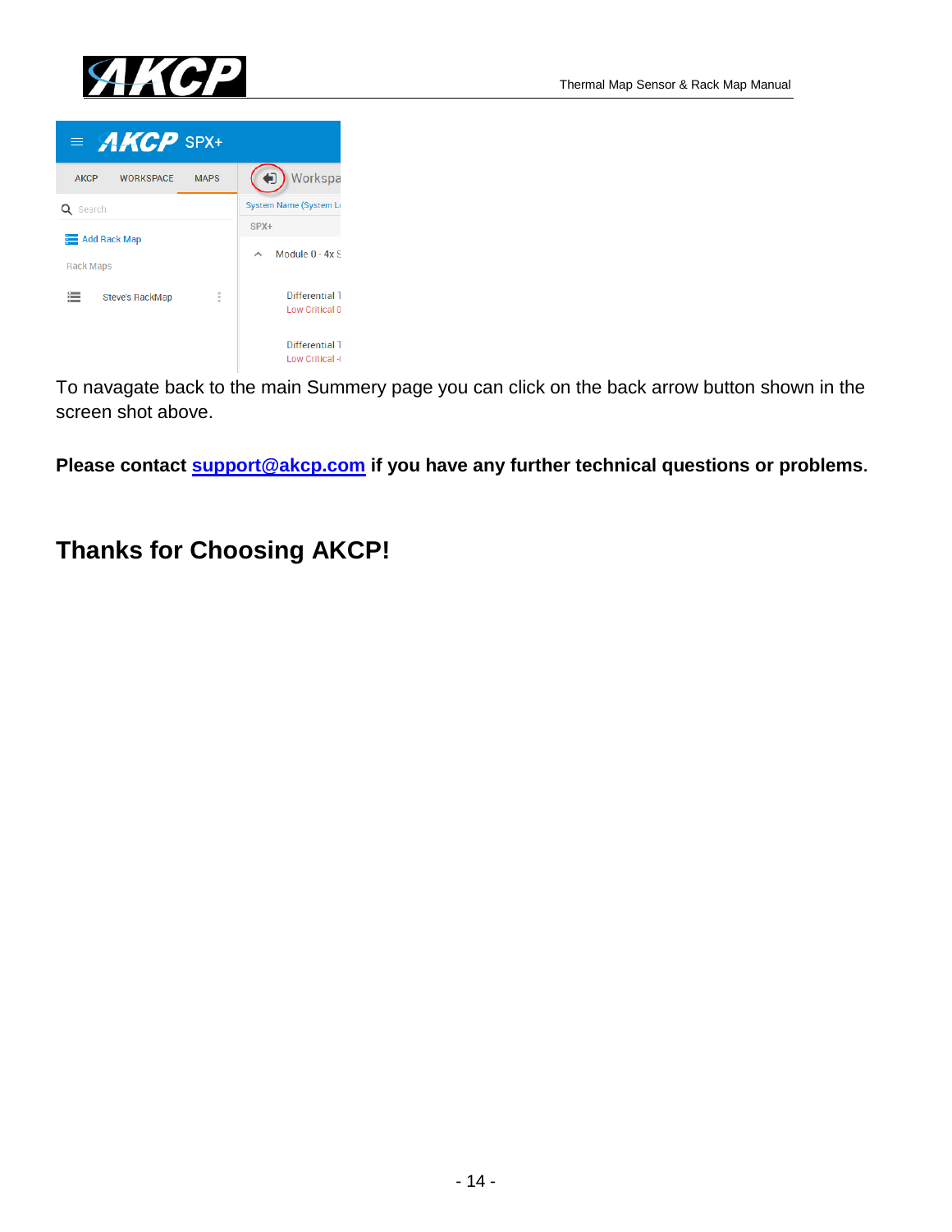To navagate back to the main Summery page you can click on the back arrow button shown in the screen shot above.

**Please contact [support@akcp.com](mailto:support@akcp.com) if you have any further technical questions or problems.**

## Thanks for Choosing AKCP!